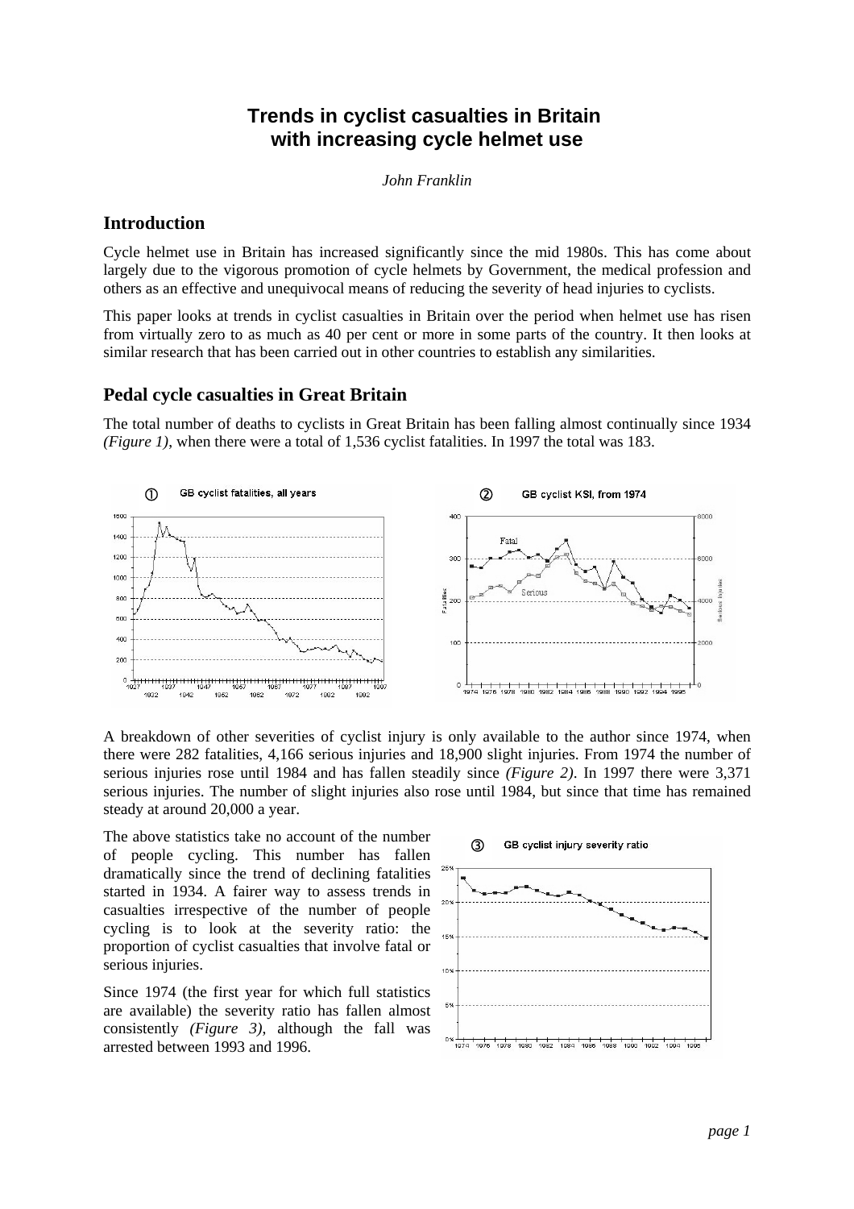# Trends in cyclist casualties in Britain with increasing cycle helmet use

*John Franklin*

## Introduction

Cycle helmet use in Britain has increased significantly since the mid 1980s. This has come about largely due to the vigorous promotion of cycle helmets by Government, the medical profession and others as an effective and unequivocal means of reducing the severity of head injuries to cyclists.

This paper looks at trends in cyclist casualties in Britain over the period when helmet use has risen from virtually zero to as much as 40 per cent or more in some parts of the country. It then looks at similar research that has been carried out in other countries to establish any similarities.

## Pedal cycle casualties in Great Britain

The total number of deaths to cyclists in Great Britain has been falling almost continually since 1934 *(Figure 1)*, when there were a total of 1,536 cyclist fatalities. In 1997 the total was 183.

① GB cyclist fatalities, all years

② GB cyclist KSI, from 1974

A breakdown of other severities of cyclist injury is only available to the author since 1974, when there were 282 fatalities, 4,166 serious injuries and 18,900 slight injuries. From 1974 the number of serious injuries rose until 1984 and has fallen steadily since *(Figure 2)*. In 1997 there were 3,371 serious injuries. The number of slight injuries also rose until 1984, but since that time has remained steady at around 20,000 a year.

The above statistics take no account of the number of people cycling. This number has fallen dramatically since the trend of declining fatalities started in 1934. A fairer way to assess trends in casualties irrespective of the number of people cycling is to look at the severity ratio: the proportion of cyclist casualties that involve fatal or serious injuries.

Since 1974 (the first year for which full statistics are available) the severity ratio has fallen almost consistently *(Figure 3)*, although the fall was arrested between 1993 and 1996.

③ GB cyclist injury severity ratio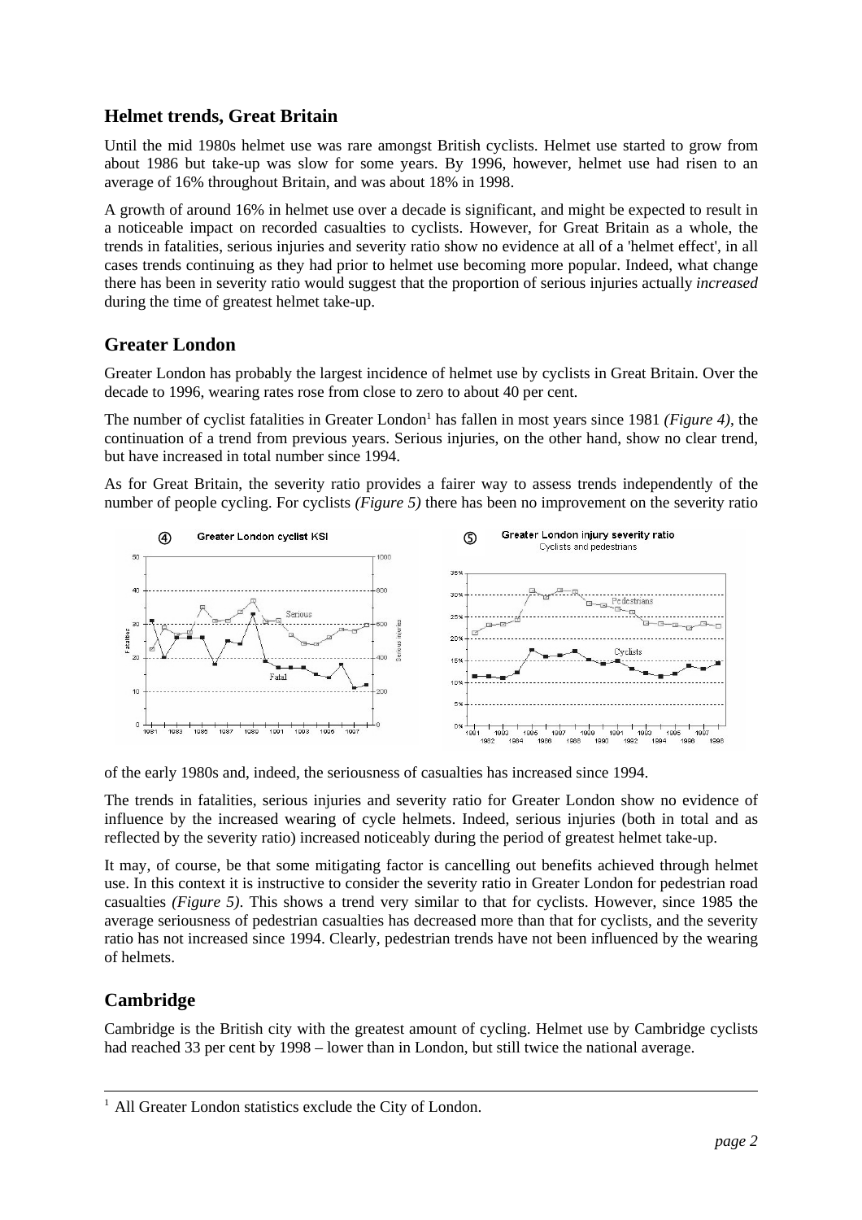## Helmet trends, Great Britain

Until the mid 1980s helmet use was rare amongst British cyclists. Helmet use started to grow from about 1986 but take-up was slow for some years. By 1996, however, helmet use had risen to an average of 16% throughout Britain, and was about 18% in 1998.

A growth of around 16% in helmet use over a decade is significant, and might be expected to result in a noticeable impact on recorded casualties to cyclists. However, for Great Britain as a whole, the trends in fatalities, serious injuries and severity ratio show no evidence at all of a 'helmet effect', in all cases trends continuing as they had prior to helmet use becoming more popular. Indeed, what change there has been in severity ratio would suggest that the proportion of serious injuries actually *increased* during the time of greatest helmet take-up.

## Greater London

Greater London has probably the largest incidence of helmet use by cyclists in Great Britain. Over the decade to 1996, wearing rates rose from close to zero to about 40 per cent.

The number of cyclist fatalities in Greater London[1] has fallen in most years since 1981 *(Figure 4)*, the continuation of a trend from previous years. Serious injuries, on the other hand, show no clear trend, but have increased in total number since 1994.

As for Great Britain, the severity ratio provides a fairer way to assess trends independently of the number of people cycling. For cyclists *(Figure 5)* there has been no improvement on the severity ratio of the early 1980s and, indeed, the seriousness of casualties has increased since 1994.

The trends in fatalities, serious injuries and severity ratio for Greater London show no evidence of influence by the increased wearing of cycle helmets. Indeed, serious injuries (both in total and as reflected by the severity ratio) increased noticeably during the period of greatest helmet take-up.

It may, of course, be that some mitigating factor is cancelling out benefits achieved through helmet use. In this context it is instructive to consider the severity ratio in Greater London for pedestrian road casualties *(Figure 5)*. This shows a trend very similar to that for cyclists. However, since 1985 the average seriousness of pedestrian casualties has decreased more than that for cyclists, and the severity ratio has not increased since 1994. Clearly, pedestrian trends have not been influenced by the wearing of helmets.

## Cambridge

Cambridge is the British city with the greatest amount of cycling. Helmet use by Cambridge cyclists had reached 33 per cent by 1998 – lower than in London, but still twice the national average.

---

[1] All Greater London statistics exclude the City of London.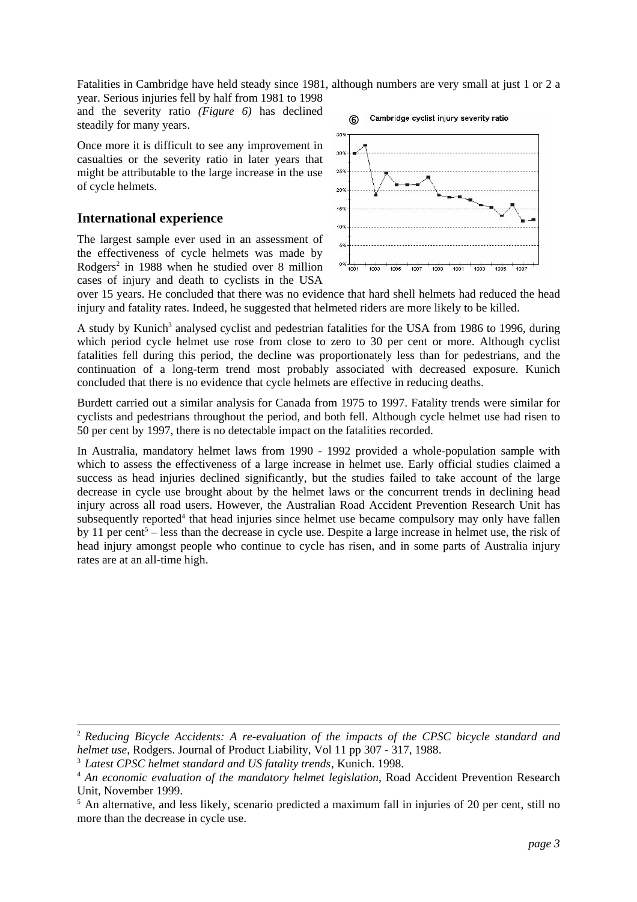Fatalities in Cambridge have held steady since 1981, although numbers are very small at just 1 or 2 a year. Serious injuries fell by half from 1981 to 1998 and the severity ratio *(Figure 6)* has declined steadily for many years.

Once more it is difficult to see any improvement in casualties or the severity ratio in later years that might be attributable to the large increase in the use of cycle helmets.

## International experience

The largest sample ever used in an assessment of the effectiveness of cycle helmets was made by Rodgers[2] in 1988 when he studied over 8 million cases of injury and death to cyclists in the USA over 15 years. He concluded that there was no evidence that hard shell helmets had reduced the head injury and fatality rates. Indeed, he suggested that helmeted riders are more likely to be killed.

A study by Kunich[3] analysed cyclist and pedestrian fatalities for the USA from 1986 to 1996, during which period cycle helmet use rose from close to zero to 30 per cent or more. Although cyclist fatalities fell during this period, the decline was proportionately less than for pedestrians, and the continuation of a long-term trend most probably associated with decreased exposure. Kunich concluded that there is no evidence that cycle helmets are effective in reducing deaths.

Burdett carried out a similar analysis for Canada from 1975 to 1997. Fatality trends were similar for cyclists and pedestrians throughout the period, and both fell. Although cycle helmet use had risen to 50 per cent by 1997, there is no detectable impact on the fatalities recorded.

In Australia, mandatory helmet laws from 1990 - 1992 provided a whole-population sample with which to assess the effectiveness of a large increase in helmet use. Early official studies claimed a success as head injuries declined significantly, but the studies failed to take account of the large decrease in cycle use brought about by the helmet laws or the concurrent trends in declining head injury across all road users. However, the Australian Road Accident Prevention Research Unit has subsequently reported[4] that head injuries since helmet use became compulsory may only have fallen by 11 per cent[5] – less than the decrease in cycle use. Despite a large increase in helmet use, the risk of head injury amongst people who continue to cycle has risen, and in some parts of Australia injury rates are at an all-time high.

---

[2] *Reducing Bicycle Accidents: A re-evaluation of the impacts of the CPSC bicycle standard and helmet use*, Rodgers. Journal of Product Liability, Vol 11 pp 307 - 317, 1988.

[3] *Latest CPSC helmet standard and US fatality trends*, Kunich. 1998.

[4] *An economic evaluation of the mandatory helmet legislation*, Road Accident Prevention Research Unit, November 1999.

[5] An alternative, and less likely, scenario predicted a maximum fall in injuries of 20 per cent, still no more than the decrease in cycle use.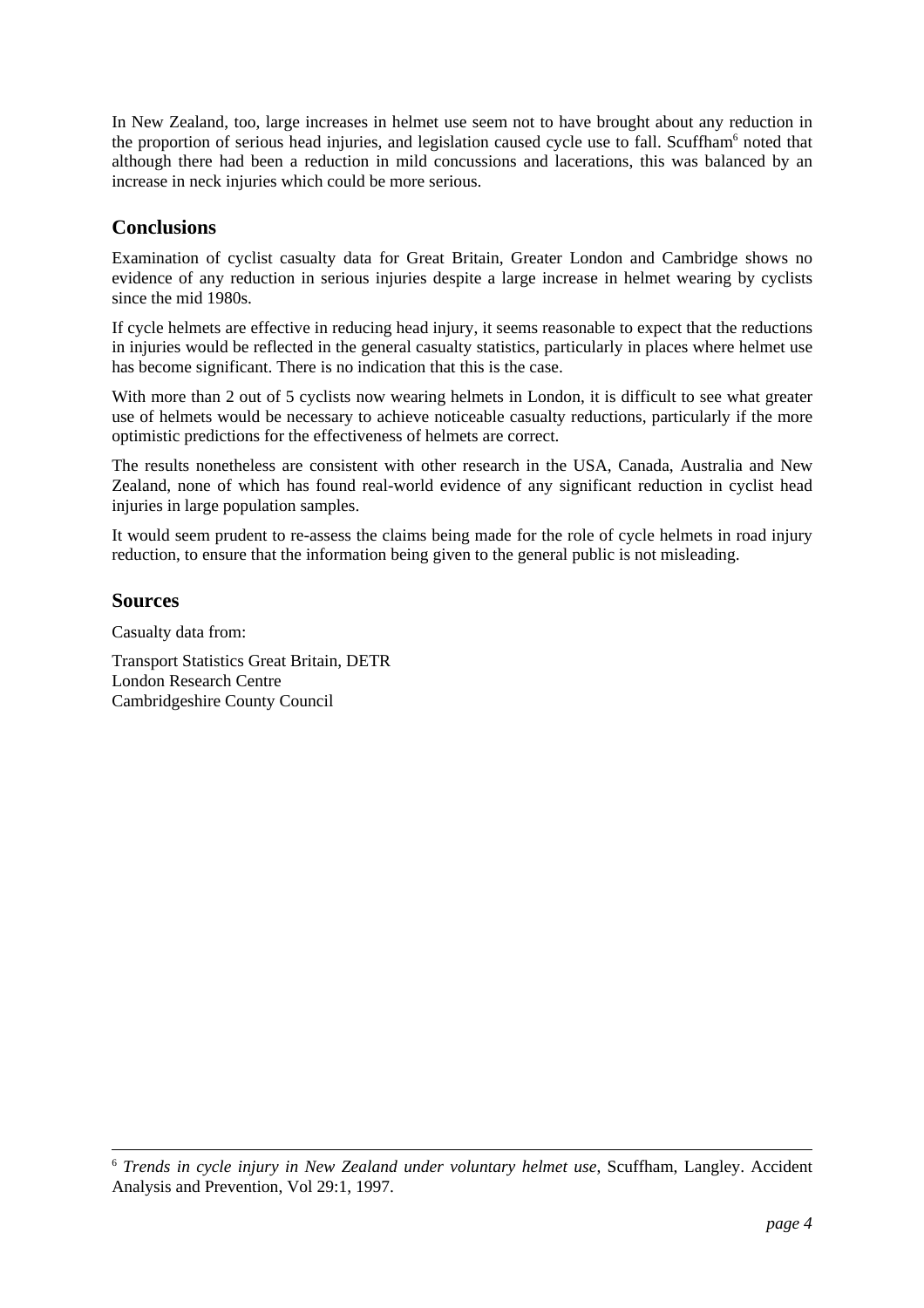In New Zealand, too, large increases in helmet use seem not to have brought about any reduction in the proportion of serious head injuries, and legislation caused cycle use to fall. Scuffham[6] noted that although there had been a reduction in mild concussions and lacerations, this was balanced by an increase in neck injuries which could be more serious.

## Conclusions

Examination of cyclist casualty data for Great Britain, Greater London and Cambridge shows no evidence of any reduction in serious injuries despite a large increase in helmet wearing by cyclists since the mid 1980s.

If cycle helmets are effective in reducing head injury, it seems reasonable to expect that the reductions in injuries would be reflected in the general casualty statistics, particularly in places where helmet use has become significant. There is no indication that this is the case.

With more than 2 out of 5 cyclists now wearing helmets in London, it is difficult to see what greater use of helmets would be necessary to achieve noticeable casualty reductions, particularly if the more optimistic predictions for the effectiveness of helmets are correct.

The results nonetheless are consistent with other research in the USA, Canada, Australia and New Zealand, none of which has found real-world evidence of any significant reduction in cyclist head injuries in large population samples.

It would seem prudent to re-assess the claims being made for the role of cycle helmets in road injury reduction, to ensure that the information being given to the general public is not misleading.

## Sources

Casualty data from:

Transport Statistics Great Britain, DETR
London Research Centre
Cambridgeshire County Council

---

[6] *Trends in cycle injury in New Zealand under voluntary helmet use*, Scuffham, Langley. Accident Analysis and Prevention, Vol 29:1, 1997.